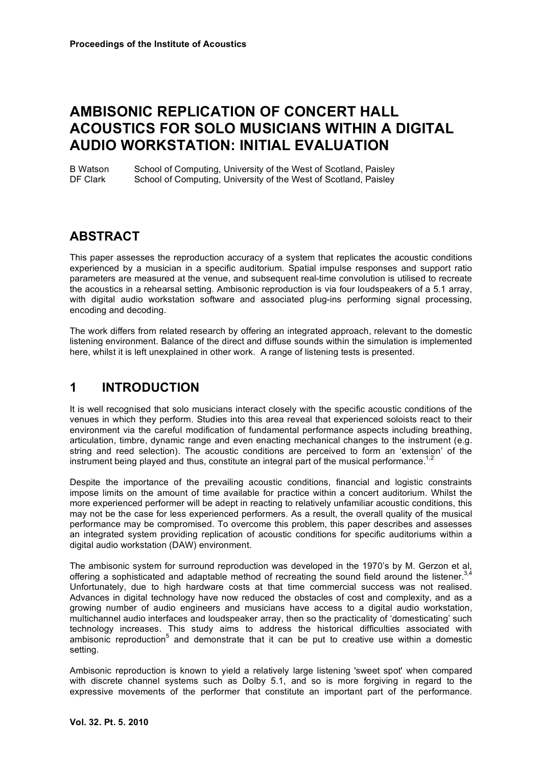# AMBISONIC REPLICATION OF CONCERT HALL ACOUSTICS FOR SOLO MUSICIANS WITHIN A DIGITAL AUDIO WORKSTATION: INITIAL EVALUATION

B Watson School of Computing, University of the West of Scotland, Paisley
DF Clark School of Computing, University of the West of Scotland, Paisley

## ABSTRACT

This paper assesses the reproduction accuracy of a system that replicates the acoustic conditions experienced by a musician in a specific auditorium. Spatial impulse responses and support ratio parameters are measured at the venue, and subsequent real-time convolution is utilised to recreate the acoustics in a rehearsal setting. Ambisonic reproduction is via four loudspeakers of a 5.1 array, with digital audio workstation software and associated plug-ins performing signal processing, encoding and decoding.

The work differs from related research by offering an integrated approach, relevant to the domestic listening environment. Balance of the direct and diffuse sounds within the simulation is implemented here, whilst it is left unexplained in other work. A range of listening tests is presented.

## 1 INTRODUCTION

It is well recognised that solo musicians interact closely with the specific acoustic conditions of the venues in which they perform. Studies into this area reveal that experienced soloists react to their environment via the careful modification of fundamental performance aspects including breathing, articulation, timbre, dynamic range and even enacting mechanical changes to the instrument (e.g. string and reed selection). The acoustic conditions are perceived to form an 'extension' of the instrument being played and thus, constitute an integral part of the musical performance.[1,2]

Despite the importance of the prevailing acoustic conditions, financial and logistic constraints impose limits on the amount of time available for practice within a concert auditorium. Whilst the more experienced performer will be adept in reacting to relatively unfamiliar acoustic conditions, this may not be the case for less experienced performers. As a result, the overall quality of the musical performance may be compromised. To overcome this problem, this paper describes and assesses an integrated system providing replication of acoustic conditions for specific auditoriums within a digital audio workstation (DAW) environment.

The ambisonic system for surround reproduction was developed in the 1970's by M. Gerzon et al, offering a sophisticated and adaptable method of recreating the sound field around the listener.[3,4] Unfortunately, due to high hardware costs at that time commercial success was not realised. Advances in digital technology have now reduced the obstacles of cost and complexity, and as a growing number of audio engineers and musicians have access to a digital audio workstation, multichannel audio interfaces and loudspeaker array, then so the practicality of 'domesticating' such technology increases. This study aims to address the historical difficulties associated with ambisonic reproduction[5] and demonstrate that it can be put to creative use within a domestic setting.

Ambisonic reproduction is known to yield a relatively large listening 'sweet spot' when compared with discrete channel systems such as Dolby 5.1, and so is more forgiving in regard to the expressive movements of the performer that constitute an important part of the performance.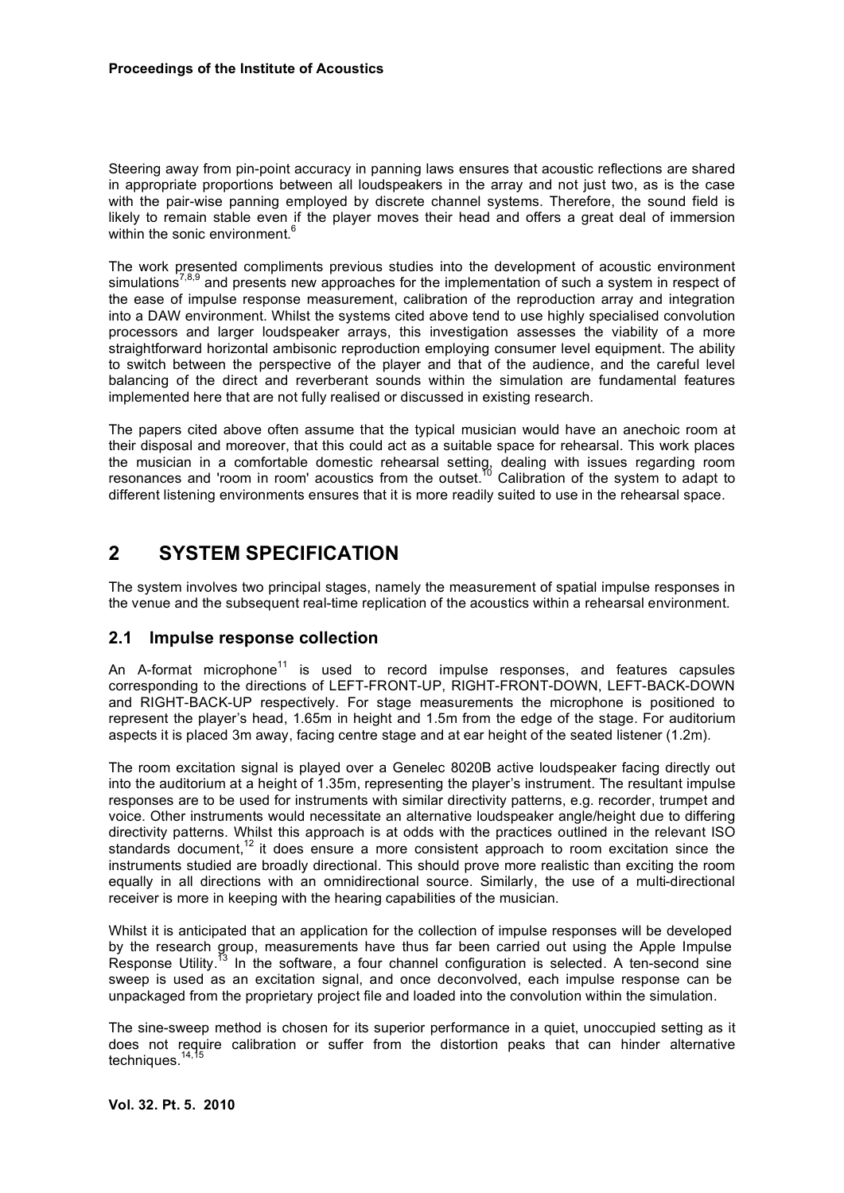Steering away from pin-point accuracy in panning laws ensures that acoustic reflections are shared in appropriate proportions between all loudspeakers in the array and not just two, as is the case with the pair-wise panning employed by discrete channel systems. Therefore, the sound field is likely to remain stable even if the player moves their head and offers a great deal of immersion within the sonic environment.[6]

The work presented compliments previous studies into the development of acoustic environment simulations[7,8,9] and presents new approaches for the implementation of such a system in respect of the ease of impulse response measurement, calibration of the reproduction array and integration into a DAW environment. Whilst the systems cited above tend to use highly specialised convolution processors and larger loudspeaker arrays, this investigation assesses the viability of a more straightforward horizontal ambisonic reproduction employing consumer level equipment. The ability to switch between the perspective of the player and that of the audience, and the careful level balancing of the direct and reverberant sounds within the simulation are fundamental features implemented here that are not fully realised or discussed in existing research.

The papers cited above often assume that the typical musician would have an anechoic room at their disposal and moreover, that this could act as a suitable space for rehearsal. This work places the musician in a comfortable domestic rehearsal setting, dealing with issues regarding room resonances and 'room in room' acoustics from the outset.[10] Calibration of the system to adapt to different listening environments ensures that it is more readily suited to use in the rehearsal space.

# 2 SYSTEM SPECIFICATION

The system involves two principal stages, namely the measurement of spatial impulse responses in the venue and the subsequent real-time replication of the acoustics within a rehearsal environment.

## 2.1 Impulse response collection

An A-format microphone[11] is used to record impulse responses, and features capsules corresponding to the directions of LEFT-FRONT-UP, RIGHT-FRONT-DOWN, LEFT-BACK-DOWN and RIGHT-BACK-UP respectively. For stage measurements the microphone is positioned to represent the player's head, 1.65m in height and 1.5m from the edge of the stage. For auditorium aspects it is placed 3m away, facing centre stage and at ear height of the seated listener (1.2m).

The room excitation signal is played over a Genelec 8020B active loudspeaker facing directly out into the auditorium at a height of 1.35m, representing the player's instrument. The resultant impulse responses are to be used for instruments with similar directivity patterns, e.g. recorder, trumpet and voice. Other instruments would necessitate an alternative loudspeaker angle/height due to differing directivity patterns. Whilst this approach is at odds with the practices outlined in the relevant ISO standards document,[12] it does ensure a more consistent approach to room excitation since the instruments studied are broadly directional. This should prove more realistic than exciting the room equally in all directions with an omnidirectional source. Similarly, the use of a multi-directional receiver is more in keeping with the hearing capabilities of the musician.

Whilst it is anticipated that an application for the collection of impulse responses will be developed by the research group, measurements have thus far been carried out using the Apple Impulse Response Utility.[13] In the software, a four channel configuration is selected. A ten-second sine sweep is used as an excitation signal, and once deconvolved, each impulse response can be unpackaged from the proprietary project file and loaded into the convolution within the simulation.

The sine-sweep method is chosen for its superior performance in a quiet, unoccupied setting as it does not require calibration or suffer from the distortion peaks that can hinder alternative techniques.[14,15]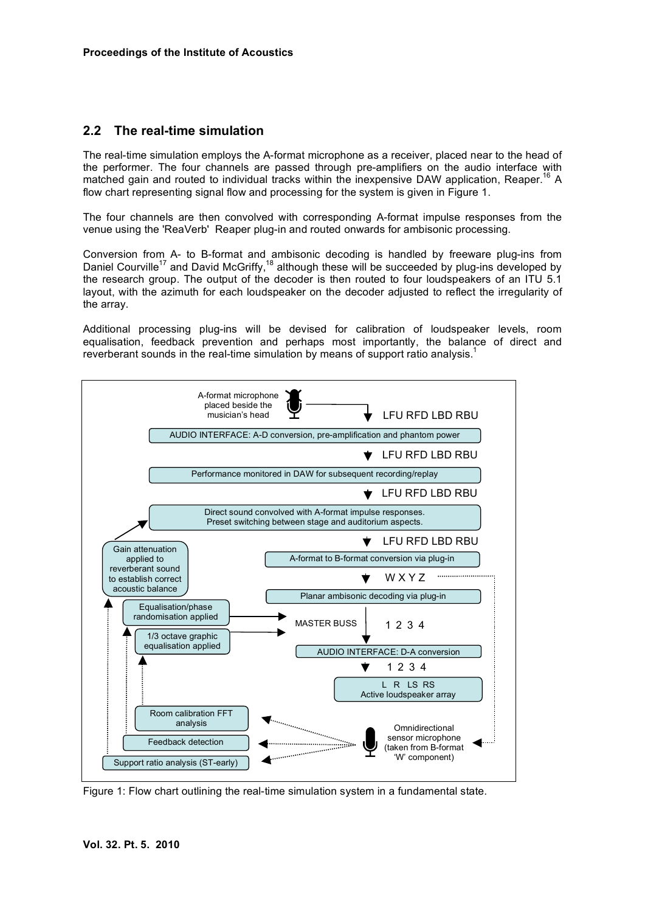## 2.2 The real-time simulation

The real-time simulation employs the A-format microphone as a receiver, placed near to the head of the performer. The four channels are passed through pre-amplifiers on the audio interface with matched gain and routed to individual tracks within the inexpensive DAW application, Reaper.[16] A flow chart representing signal flow and processing for the system is given in Figure 1.

The four channels are then convolved with corresponding A-format impulse responses from the venue using the 'ReaVerb' Reaper plug-in and routed onwards for ambisonic processing.

Conversion from A- to B-format and ambisonic decoding is handled by freeware plug-ins from Daniel Courville[17] and David McGriffy,[18] although these will be succeeded by plug-ins developed by the research group. The output of the decoder is then routed to four loudspeakers of an ITU 5.1 layout, with the azimuth for each loudspeaker on the decoder adjusted to reflect the irregularity of the array.

Additional processing plug-ins will be devised for calibration of loudspeaker levels, room equalisation, feedback prevention and perhaps most importantly, the balance of direct and reverberant sounds in the real-time simulation by means of support ratio analysis.[1]

Figure 1: Flow chart outlining the real-time simulation system in a fundamental state.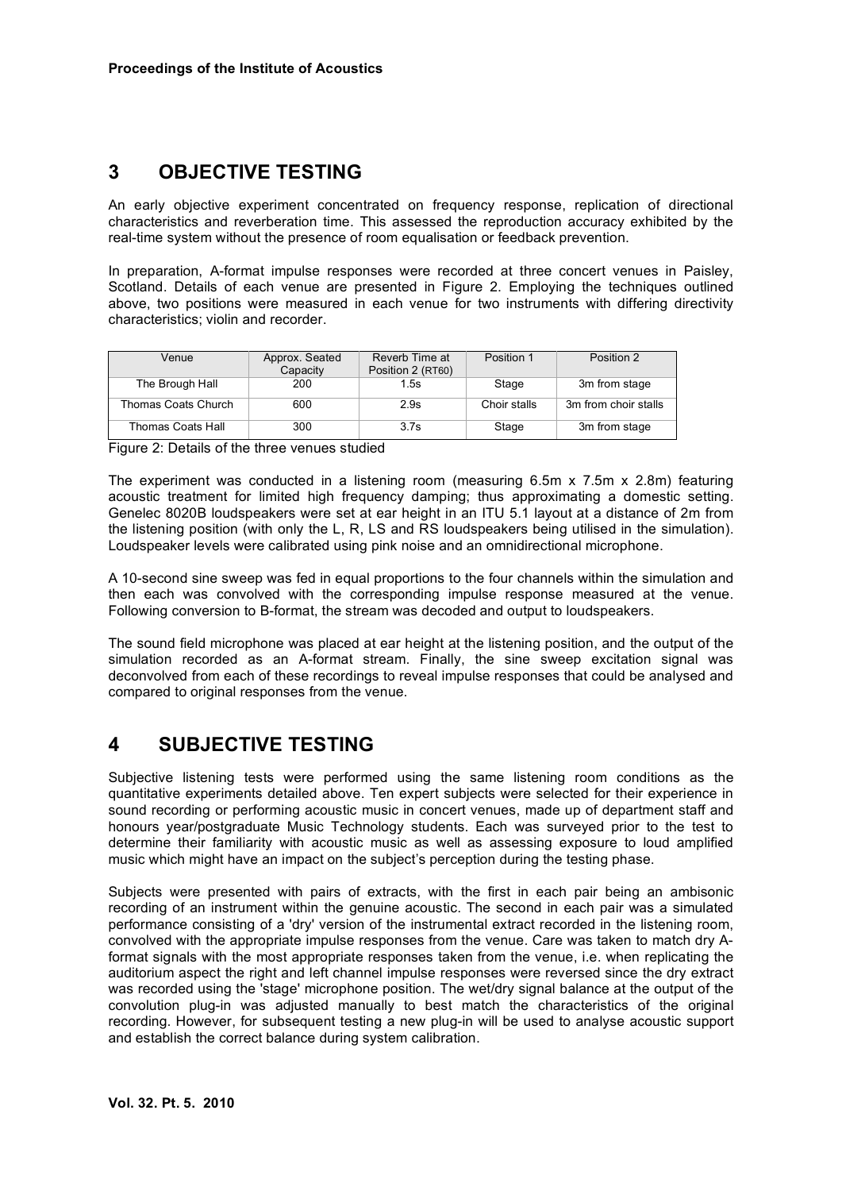## 3 OBJECTIVE TESTING

An early objective experiment concentrated on frequency response, replication of directional characteristics and reverberation time. This assessed the reproduction accuracy exhibited by the real-time system without the presence of room equalisation or feedback prevention.

In preparation, A-format impulse responses were recorded at three concert venues in Paisley, Scotland. Details of each venue are presented in Figure 2. Employing the techniques outlined above, two positions were measured in each venue for two instruments with differing directivity characteristics; violin and recorder.

| Venue | Approx. Seated Capacity | Reverb Time at Position 2 (RT60) | Position 1 | Position 2 |
|---|---|---|---|---|
| The Brough Hall | 200 | 1.5s | Stage | 3m from stage |
| Thomas Coats Church | 600 | 2.9s | Choir stalls | 3m from choir stalls |
| Thomas Coats Hall | 300 | 3.7s | Stage | 3m from stage |

Figure 2: Details of the three venues studied

The experiment was conducted in a listening room (measuring 6.5m x 7.5m x 2.8m) featuring acoustic treatment for limited high frequency damping; thus approximating a domestic setting. Genelec 8020B loudspeakers were set at ear height in an ITU 5.1 layout at a distance of 2m from the listening position (with only the L, R, LS and RS loudspeakers being utilised in the simulation). Loudspeaker levels were calibrated using pink noise and an omnidirectional microphone.

A 10-second sine sweep was fed in equal proportions to the four channels within the simulation and then each was convolved with the corresponding impulse response measured at the venue. Following conversion to B-format, the stream was decoded and output to loudspeakers.

The sound field microphone was placed at ear height at the listening position, and the output of the simulation recorded as an A-format stream. Finally, the sine sweep excitation signal was deconvolved from each of these recordings to reveal impulse responses that could be analysed and compared to original responses from the venue.

## 4 SUBJECTIVE TESTING

Subjective listening tests were performed using the same listening room conditions as the quantitative experiments detailed above. Ten expert subjects were selected for their experience in sound recording or performing acoustic music in concert venues, made up of department staff and honours year/postgraduate Music Technology students. Each was surveyed prior to the test to determine their familiarity with acoustic music as well as assessing exposure to loud amplified music which might have an impact on the subject's perception during the testing phase.

Subjects were presented with pairs of extracts, with the first in each pair being an ambisonic recording of an instrument within the genuine acoustic. The second in each pair was a simulated performance consisting of a 'dry' version of the instrumental extract recorded in the listening room, convolved with the appropriate impulse responses from the venue. Care was taken to match dry A-format signals with the most appropriate responses taken from the venue, i.e. when replicating the auditorium aspect the right and left channel impulse responses were reversed since the dry extract was recorded using the 'stage' microphone position. The wet/dry signal balance at the output of the convolution plug-in was adjusted manually to best match the characteristics of the original recording. However, for subsequent testing a new plug-in will be used to analyse acoustic support and establish the correct balance during system calibration.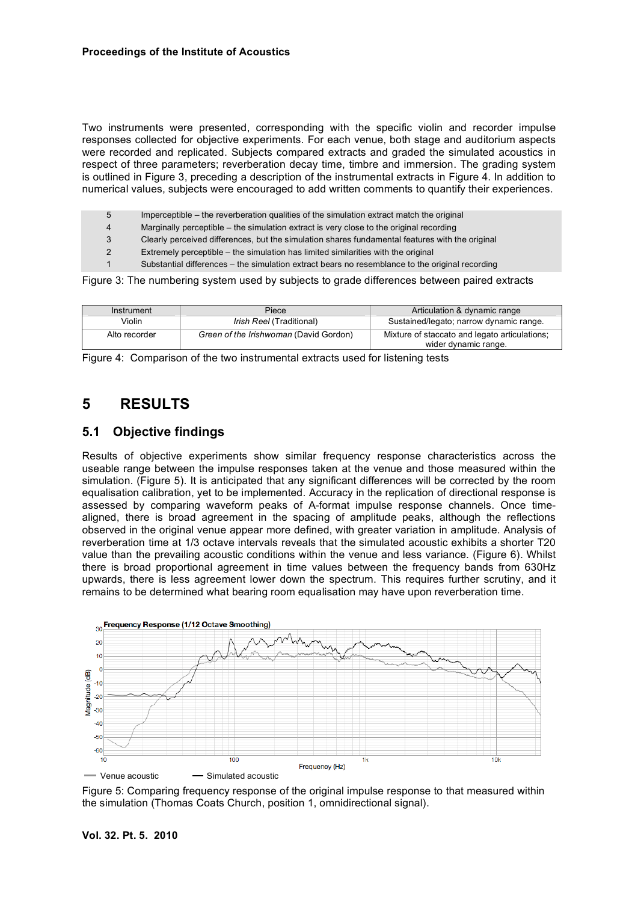Two instruments were presented, corresponding with the specific violin and recorder impulse responses collected for objective experiments. For each venue, both stage and auditorium aspects were recorded and replicated. Subjects compared extracts and graded the simulated acoustics in respect of three parameters; reverberation decay time, timbre and immersion. The grading system is outlined in Figure 3, preceding a description of the instrumental extracts in Figure 4. In addition to numerical values, subjects were encouraged to add written comments to quantify their experiences.

| | |
|---|---|
| 5 | Imperceptible – the reverberation qualities of the simulation extract match the original |
| 4 | Marginally perceptible – the simulation extract is very close to the original recording |
| 3 | Clearly perceived differences, but the simulation shares fundamental features with the original |
| 2 | Extremely perceptible – the simulation has limited similarities with the original |
| 1 | Substantial differences – the simulation extract bears no resemblance to the original recording |

Figure 3: The numbering system used by subjects to grade differences between paired extracts

| Instrument | Piece | Articulation & dynamic range |
|---|---|---|
| Violin | *Irish Reel* (Traditional) | Sustained/legato; narrow dynamic range. |
| Alto recorder | *Green of the Irishwoman* (David Gordon) | Mixture of staccato and legato articulations; wider dynamic range. |

Figure 4: Comparison of the two instrumental extracts used for listening tests

# 5 RESULTS

## 5.1 Objective findings

Results of objective experiments show similar frequency response characteristics across the useable range between the impulse responses taken at the venue and those measured within the simulation. (Figure 5). It is anticipated that any significant differences will be corrected by the room equalisation calibration, yet to be implemented. Accuracy in the replication of directional response is assessed by comparing waveform peaks of A-format impulse response channels. Once time-aligned, there is broad agreement in the spacing of amplitude peaks, although the reflections observed in the original venue appear more defined, with greater variation in amplitude. Analysis of reverberation time at 1/3 octave intervals reveals that the simulated acoustic exhibits a shorter T20 value than the prevailing acoustic conditions within the venue and less variance. (Figure 6). Whilst there is broad proportional agreement in time values between the frequency bands from 630Hz upwards, there is less agreement lower down the spectrum. This requires further scrutiny, and it remains to be determined what bearing room equalisation may have upon reverberation time.

Figure 5: Comparing frequency response of the original impulse response to that measured within the simulation (Thomas Coats Church, position 1, omnidirectional signal).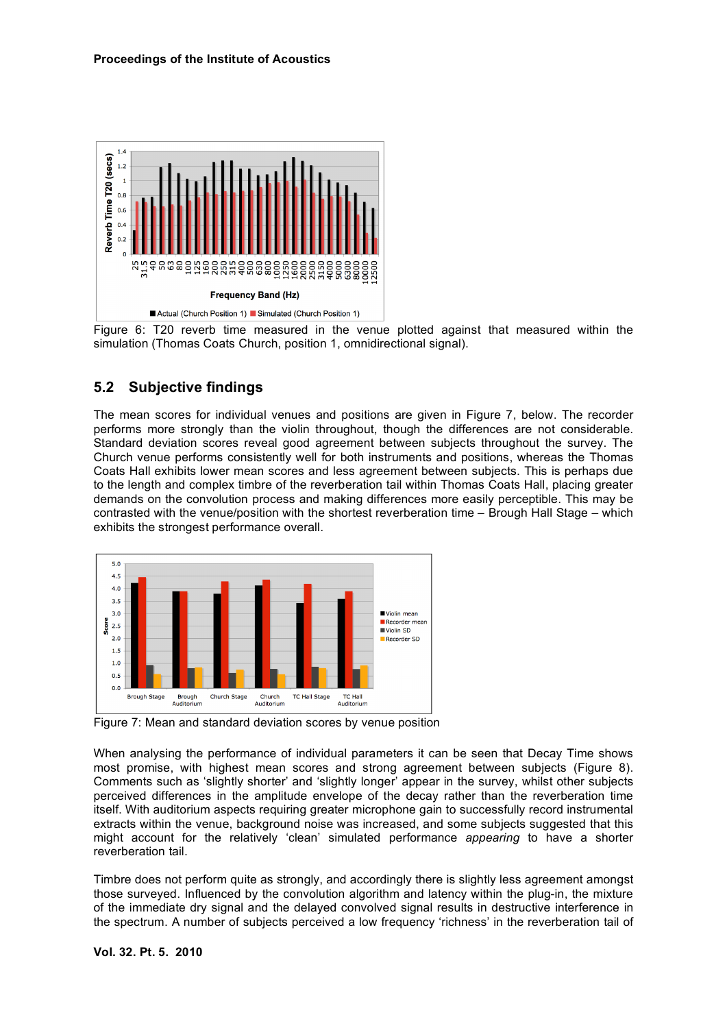Figure 6: T20 reverb time measured in the venue plotted against that measured within the simulation (Thomas Coats Church, position 1, omnidirectional signal).

## 5.2 Subjective findings

The mean scores for individual venues and positions are given in Figure 7, below. The recorder performs more strongly than the violin throughout, though the differences are not considerable. Standard deviation scores reveal good agreement between subjects throughout the survey. The Church venue performs consistently well for both instruments and positions, whereas the Thomas Coats Hall exhibits lower mean scores and less agreement between subjects. This is perhaps due to the length and complex timbre of the reverberation tail within Thomas Coats Hall, placing greater demands on the convolution process and making differences more easily perceptible. This may be contrasted with the venue/position with the shortest reverberation time – Brough Hall Stage – which exhibits the strongest performance overall.

Figure 7: Mean and standard deviation scores by venue position

When analysing the performance of individual parameters it can be seen that Decay Time shows most promise, with highest mean scores and strong agreement between subjects (Figure 8). Comments such as 'slightly shorter' and 'slightly longer' appear in the survey, whilst other subjects perceived differences in the amplitude envelope of the decay rather than the reverberation time itself. With auditorium aspects requiring greater microphone gain to successfully record instrumental extracts within the venue, background noise was increased, and some subjects suggested that this might account for the relatively 'clean' simulated performance *appearing* to have a shorter reverberation tail.

Timbre does not perform quite as strongly, and accordingly there is slightly less agreement amongst those surveyed. Influenced by the convolution algorithm and latency within the plug-in, the mixture of the immediate dry signal and the delayed convolved signal results in destructive interference in the spectrum. A number of subjects perceived a low frequency 'richness' in the reverberation tail of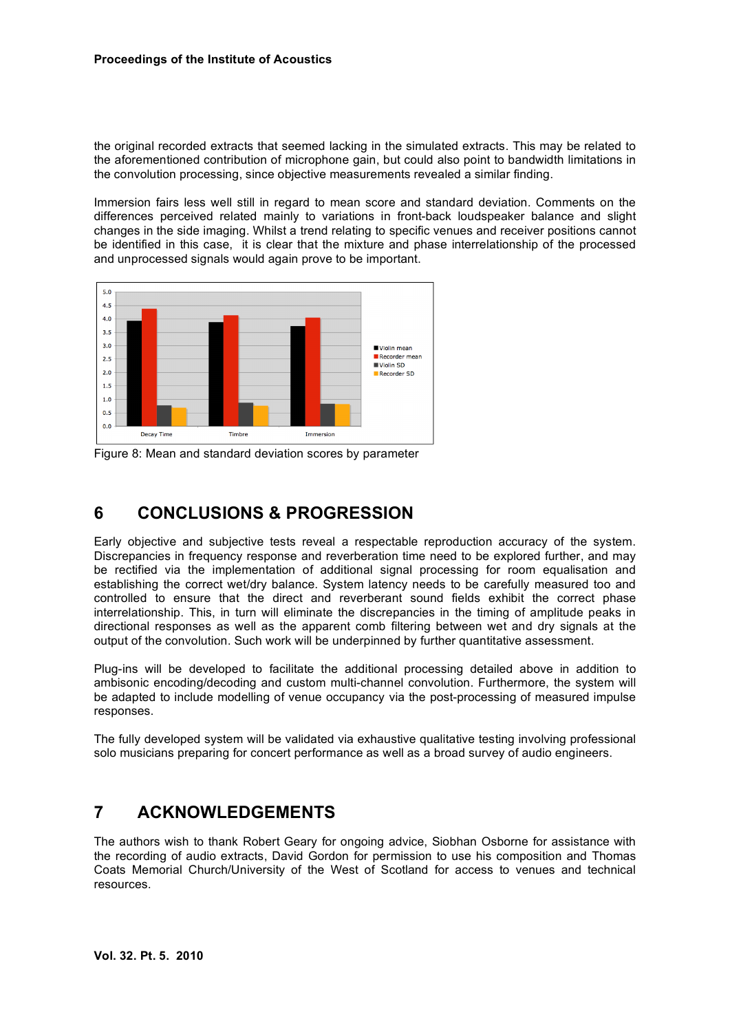the original recorded extracts that seemed lacking in the simulated extracts. This may be related to the aforementioned contribution of microphone gain, but could also point to bandwidth limitations in the convolution processing, since objective measurements revealed a similar finding.

Immersion fairs less well still in regard to mean score and standard deviation. Comments on the differences perceived related mainly to variations in front-back loudspeaker balance and slight changes in the side imaging. Whilst a trend relating to specific venues and receiver positions cannot be identified in this case, it is clear that the mixture and phase interrelationship of the processed and unprocessed signals would again prove to be important.

Figure 8: Mean and standard deviation scores by parameter

# 6 CONCLUSIONS & PROGRESSION

Early objective and subjective tests reveal a respectable reproduction accuracy of the system. Discrepancies in frequency response and reverberation time need to be explored further, and may be rectified via the implementation of additional signal processing for room equalisation and establishing the correct wet/dry balance. System latency needs to be carefully measured too and controlled to ensure that the direct and reverberant sound fields exhibit the correct phase interrelationship. This, in turn will eliminate the discrepancies in the timing of amplitude peaks in directional responses as well as the apparent comb filtering between wet and dry signals at the output of the convolution. Such work will be underpinned by further quantitative assessment.

Plug-ins will be developed to facilitate the additional processing detailed above in addition to ambisonic encoding/decoding and custom multi-channel convolution. Furthermore, the system will be adapted to include modelling of venue occupancy via the post-processing of measured impulse responses.

The fully developed system will be validated via exhaustive qualitative testing involving professional solo musicians preparing for concert performance as well as a broad survey of audio engineers.

# 7 ACKNOWLEDGEMENTS

The authors wish to thank Robert Geary for ongoing advice, Siobhan Osborne for assistance with the recording of audio extracts, David Gordon for permission to use his composition and Thomas Coats Memorial Church/University of the West of Scotland for access to venues and technical resources.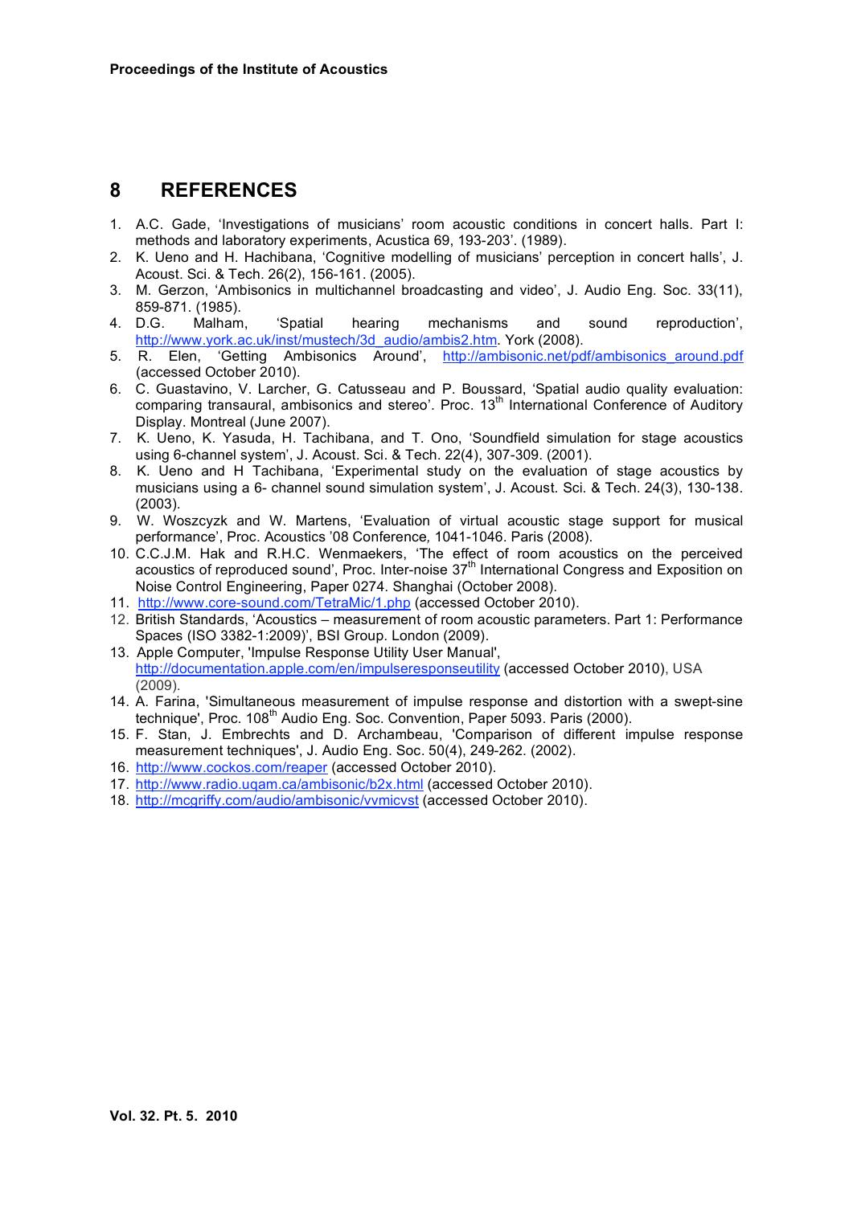# 8 REFERENCES

1. A.C. Gade, 'Investigations of musicians' room acoustic conditions in concert halls. Part I: methods and laboratory experiments, Acustica 69, 193-203'. (1989).
2. K. Ueno and H. Hachibana, 'Cognitive modelling of musicians' perception in concert halls', J. Acoust. Sci. & Tech. 26(2), 156-161. (2005).
3. M. Gerzon, 'Ambisonics in multichannel broadcasting and video', J. Audio Eng. Soc. 33(11), 859-871. (1985).
4. D.G. Malham, 'Spatial hearing mechanisms and sound reproduction', http://www.york.ac.uk/inst/mustech/3d_audio/ambis2.htm. York (2008).
5. R. Elen, 'Getting Ambisonics Around', http://ambisonic.net/pdf/ambisonics_around.pdf (accessed October 2010).
6. C. Guastavino, V. Larcher, G. Catusseau and P. Boussard, 'Spatial audio quality evaluation: comparing transaural, ambisonics and stereo'. Proc. 13th International Conference of Auditory Display. Montreal (June 2007).
7. K. Ueno, K. Yasuda, H. Tachibana, and T. Ono, 'Soundfield simulation for stage acoustics using 6-channel system', J. Acoust. Sci. & Tech. 22(4), 307-309. (2001).
8. K. Ueno and H Tachibana, 'Experimental study on the evaluation of stage acoustics by musicians using a 6- channel sound simulation system', J. Acoust. Sci. & Tech. 24(3), 130-138. (2003).
9. W. Woszczyk and W. Martens, 'Evaluation of virtual acoustic stage support for musical performance', Proc. Acoustics '08 Conference, 1041-1046. Paris (2008).
10. C.C.J.M. Hak and R.H.C. Wenmaekers, 'The effect of room acoustics on the perceived acoustics of reproduced sound', Proc. Inter-noise 37th International Congress and Exposition on Noise Control Engineering, Paper 0274. Shanghai (October 2008).
11. http://www.core-sound.com/TetraMic/1.php (accessed October 2010).
12. British Standards, 'Acoustics – measurement of room acoustic parameters. Part 1: Performance Spaces (ISO 3382-1:2009)', BSI Group. London (2009).
13. Apple Computer, 'Impulse Response Utility User Manual', http://documentation.apple.com/en/impulseresponseutility (accessed October 2010), USA (2009).
14. A. Farina, 'Simultaneous measurement of impulse response and distortion with a swept-sine technique', Proc. 108th Audio Eng. Soc. Convention, Paper 5093. Paris (2000).
15. F. Stan, J. Embrechts and D. Archambeau, 'Comparison of different impulse response measurement techniques', J. Audio Eng. Soc. 50(4), 249-262. (2002).
16. http://www.cockos.com/reaper (accessed October 2010).
17. http://www.radio.uqam.ca/ambisonic/b2x.html (accessed October 2010).
18. http://mcgriffy.com/audio/ambisonic/vvmicvst (accessed October 2010).